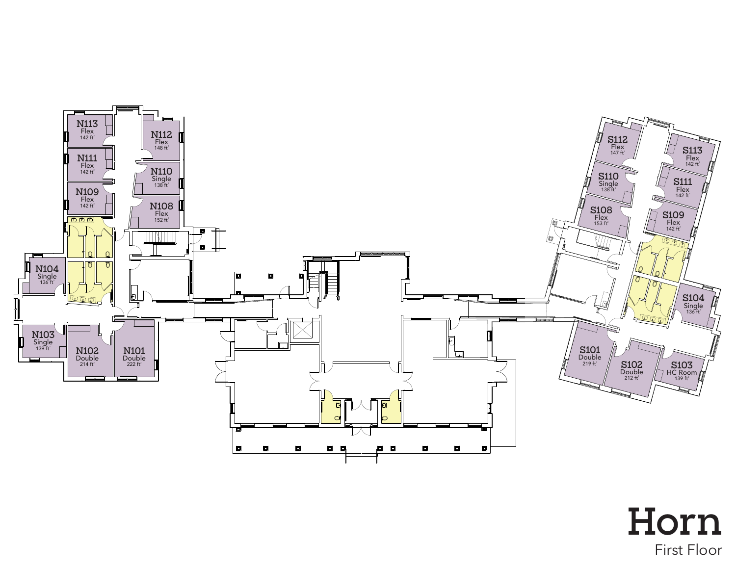# Horn

First Floor

N113
Flex
142 ft²

N112
Flex
148 ft²

N111
Flex
142 ft²

N110
Single
138 ft²

N109
Flex
142 ft²

N108
Flex
152 ft²

N104
Single
136 ft²

N103
Single
139 ft²

N102
Double
214 ft²

N101
Double
222 ft²

S112
Flex
147 ft²

S113
Flex
142 ft²

S110
Single
138 ft²

S111
Flex
142 ft²

S108
Flex
153 ft²

S109
Flex
142 ft²

S104
Single
136 ft²

S101
Double
219 ft²

S102
Double
212 ft²

S103
HC Room
139 ft²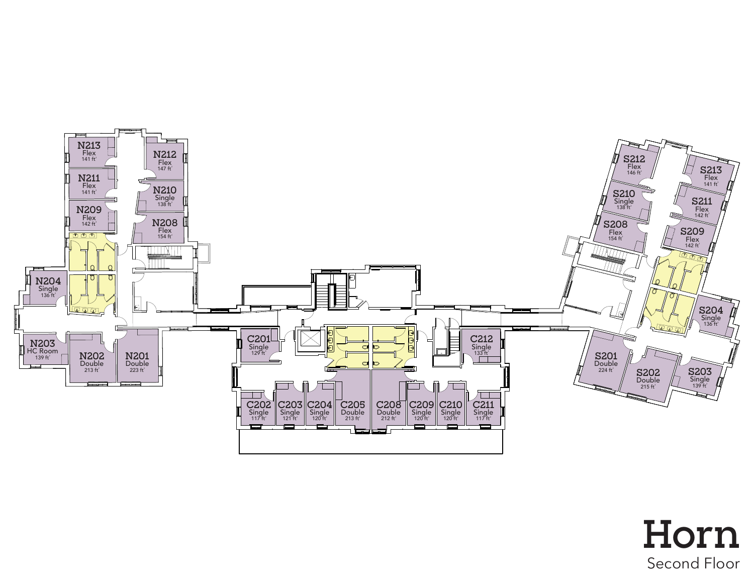N213
Flex
141 ft²

N212
Flex
147 ft²

N211
Flex
141 ft²

N210
Single
138 ft²

N209
Flex
142 ft²

N208
Flex
154 ft²

N204
Single
136 ft²

N203
HC Room
139 ft²

N202
Double
213 ft²

N201
Double
223 ft²

C201
Single
129 ft²

C212
Single
133 ft²

C202
Single
117 ft²

C203
Single
121 ft²

C204
Single
120 ft²

C205
Double
213 ft²

C208
Double
212 ft²

C209
Single
120 ft²

C210
Single
120 ft²

C211
Single
117 ft²

S212
Flex
146 ft²

S213
Flex
141 ft²

S210
Single
138 ft²

S211
Flex
142 ft²

S208
Flex
154 ft²

S209
Flex
142 ft²

S204
Single
136 ft²

S201
Double
224 ft²

S202
Double
215 ft²

S203
Single
139 ft²

# Horn
Second Floor